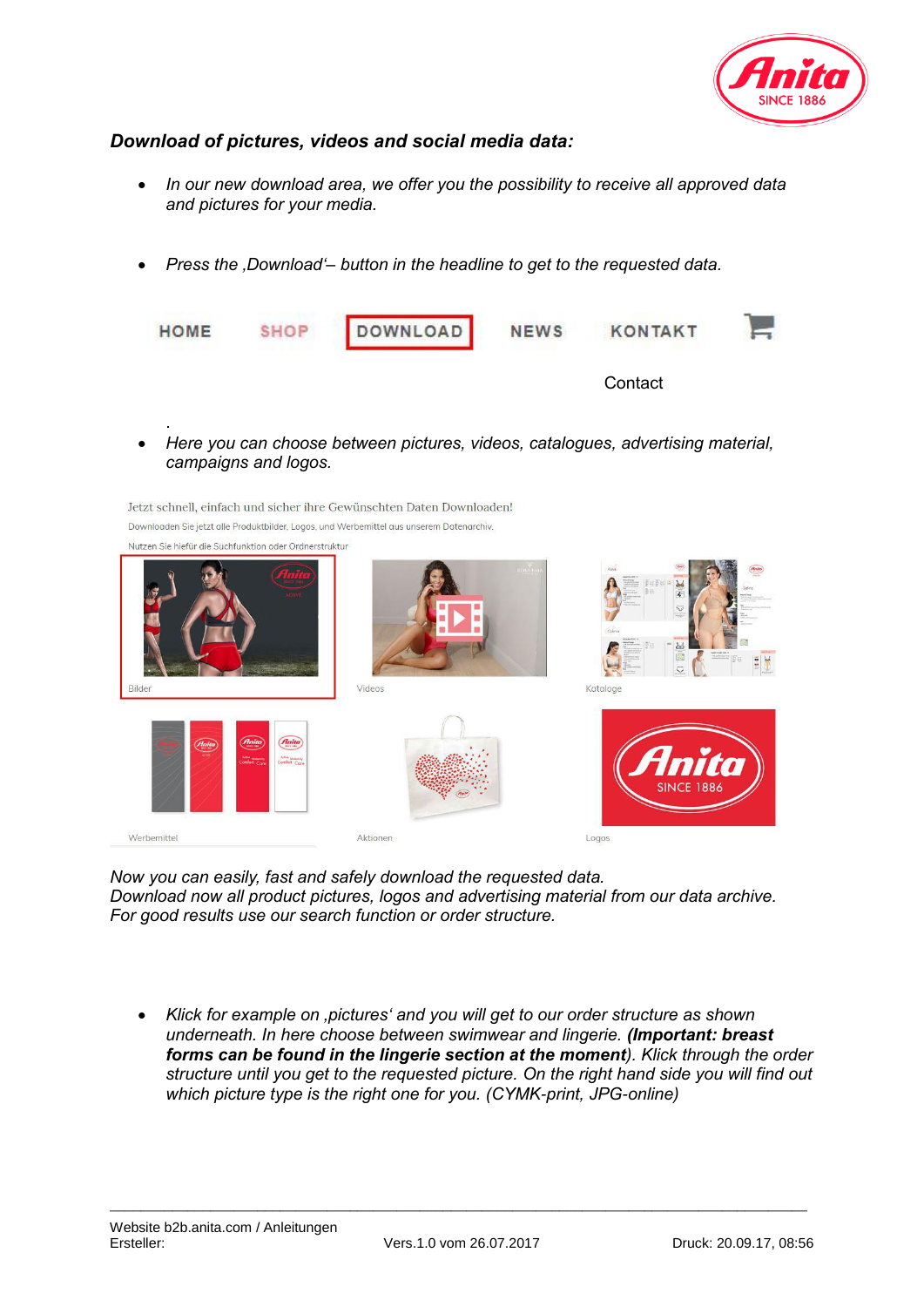## *Download of pictures, videos and social media data:*

- *In our new download area, we offer you the possibility to receive all approved data and pictures for your media.*

- *Press the ‚Download‘– button in the headline to get to the requested data.*

HOME SHOP DOWNLOAD NEWS KONTAKT

Contact

- *Here you can choose between pictures, videos, catalogues, advertising material, campaigns and logos.*

Jetzt schnell, einfach und sicher ihre Gewünschten Daten Downloaden!

Downloaden Sie jetzt alle Produktbilder, Logos, und Werbemittel aus unserem Datenarchiv.

Nutzen Sie hiefür die Suchfunktion oder Ordnerstruktur

Bilder | Videos | Kataloge

Werbemittel | Aktionen | Logos

*Now you can easily, fast and safely download the requested data.*
*Download now all product pictures, logos and advertising material from our data archive.*
*For good results use our search function or order structure.*

- *Klick for example on ‚pictures‘ and you will get to our order structure as shown underneath. In here choose between swimwear and lingerie.* ***(Important: breast forms can be found in the lingerie section at the moment****). Klick through the order structure until you get to the requested picture. On the right hand side you will find out which picture type is the right one for you. (CYMK-print, JPG-online)*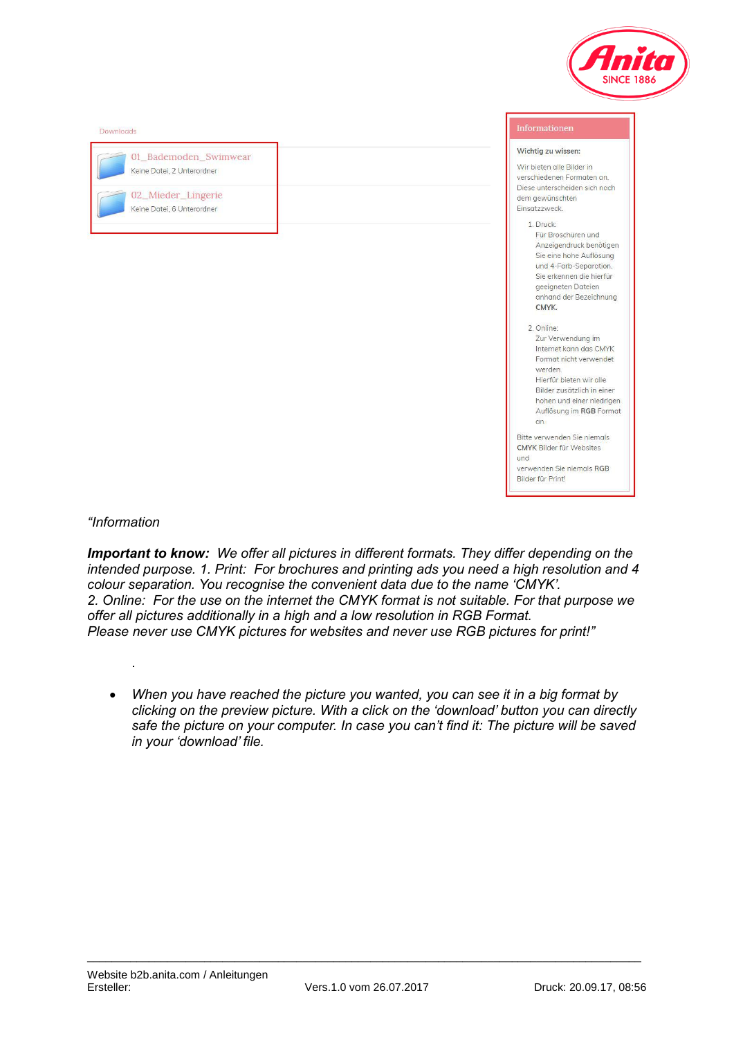Downloads

01_Bademoden_Swimwear
Keine Datei, 2 Unterordner

02_Mieder_Lingerie
Keine Datei, 6 Unterordner

**Informationen**

**Wichtig zu wissen:**

Wir bieten alle Bilder in verschiedenen Formaten an. Diese unterscheiden sich nach dem gewünschten Einsatzzweck.

1. Druck:
   Für Broschüren und Anzeigendruck benötigen Sie eine hohe Auflösung und 4-Farb-Separation. Sie erkennen die hierfür geeigneten Dateien anhand der Bezeichnung **CMYK.**

2. Online:
   Zur Verwendung im Internet kann das CMYK Format nicht verwendet werden.
   Hierfür bieten wir alle Bilder zusätzlich in einer hohen und einer niedrigen Auflösung im **RGB** Format an.

Bitte verwenden Sie niemals **CMYK** Bilder für Websites und verwenden Sie niemals **RGB** Bilder für Print!

*"Information*

***Important to know:*** *We offer all pictures in different formats. They differ depending on the intended purpose. 1. Print: For brochures and printing ads you need a high resolution and 4 colour separation. You recognise the convenient data due to the name 'CMYK'.*
*2. Online: For the use on the internet the CMYK format is not suitable. For that purpose we offer all pictures additionally in a high and a low resolution in RGB Format.*
*Please never use CMYK pictures for websites and never use RGB pictures for print!"*

.

- *When you have reached the picture you wanted, you can see it in a big format by clicking on the preview picture. With a click on the 'download' button you can directly safe the picture on your computer. In case you can't find it: The picture will be saved in your 'download' file.*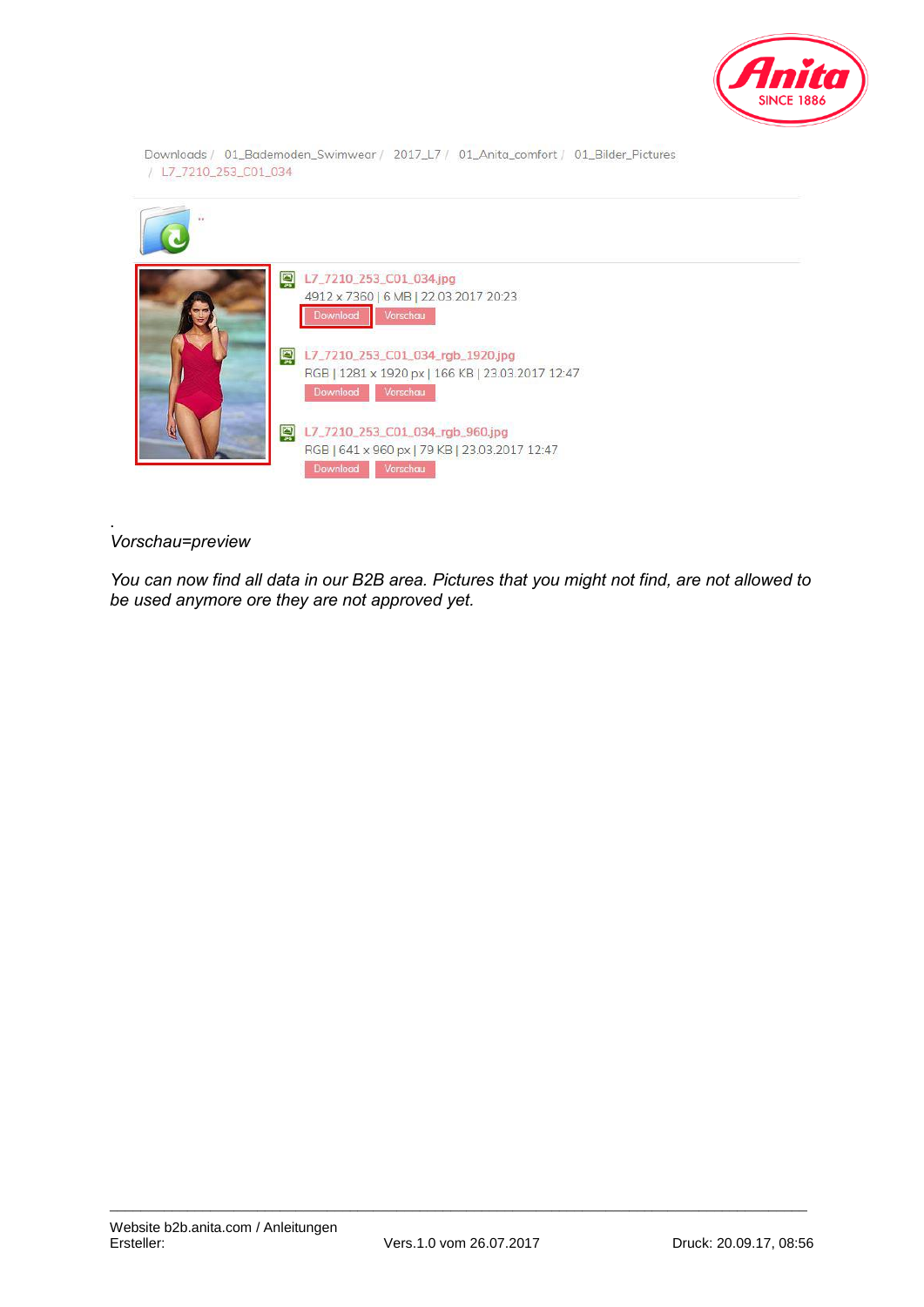Downloads / 01_Bademoden_Swimwear / 2017_L7 / 01_Anita_comfort / 01_Bilder_Pictures / L7_7210_253_C01_034

..

L7_7210_253_C01_034.jpg
4912 x 7360 | 6 MB | 22.03.2017 20:23
Download Vorschau

L7_7210_253_C01_034_rgb_1920.jpg
RGB | 1281 x 1920 px | 166 KB | 23.03.2017 12:47
Download Vorschau

L7_7210_253_C01_034_rgb_960.jpg
RGB | 641 x 960 px | 79 KB | 23.03.2017 12:47
Download Vorschau

.
*Vorschau=preview*

*You can now find all data in our B2B area. Pictures that you might not find, are not allowed to be used anymore ore they are not approved yet.*